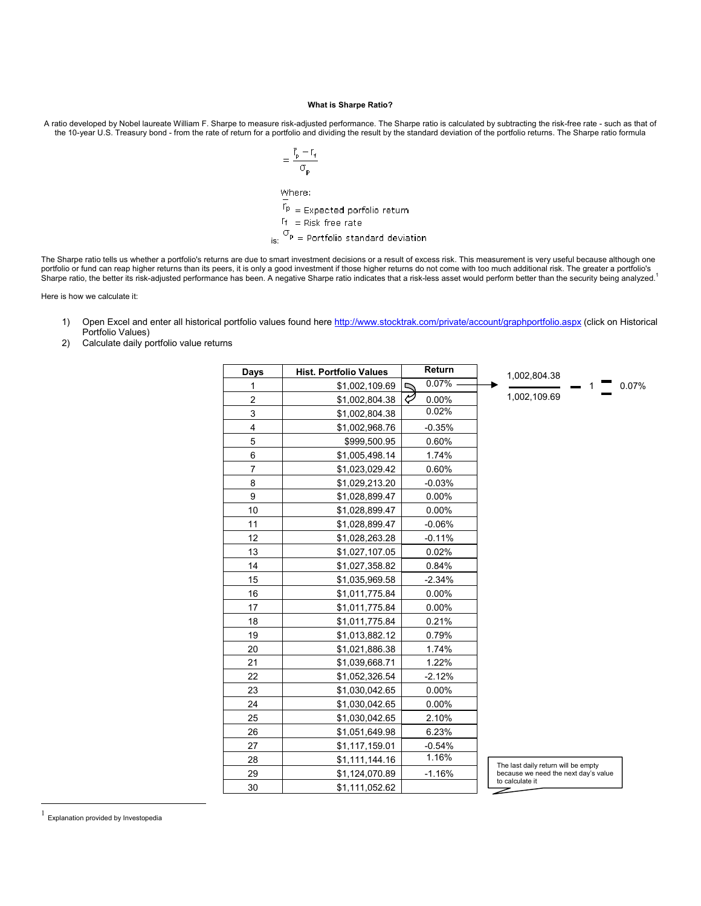**What is Sharpe Ratio?**

A ratio developed by Nobel laureate William F. Sharpe to measure risk-adjusted performance. The Sharpe ratio is calculated by subtracting the risk-free rate - such as that of the 10-year U.S. Treasury bond - from the rate of return for a portfolio and dividing the result by the standard deviation of the portfolio returns. The Sharpe ratio formula is:

$$= \frac{\bar{r}_p - r_f}{\sigma_p}$$

Where:

$\bar{r}_p$ = Expected porfolio return

$r_f$ = Risk free rate

$\sigma_p$ = Portfolio standard deviation

The Sharpe ratio tells us whether a portfolio's returns are due to smart investment decisions or a result of excess risk. This measurement is very useful because although one portfolio or fund can reap higher returns than its peers, it is only a good investment if those higher returns do not come with too much additional risk. The greater a portfolio's Sharpe ratio, the better its risk-adjusted performance has been. A negative Sharpe ratio indicates that a risk-less asset would perform better than the security being analyzed.[1]

Here is how we calculate it:

1) Open Excel and enter all historical portfolio values found here http://www.stocktrak.com/private/account/graphportfolio.aspx (click on Historical Portfolio Values)
2) Calculate daily portfolio value returns

| Days | Hist. Portfolio Values | Return |
|---|---|---|
| 1 | $1,002,109.69 | 0.07% |
| 2 | $1,002,804.38 | 0.00% |
| 3 | $1,002,804.38 | 0.02% |
| 4 | $1,002,968.76 | -0.35% |
| 5 | $999,500.95 | 0.60% |
| 6 | $1,005,498.14 | 1.74% |
| 7 | $1,023,029.42 | 0.60% |
| 8 | $1,029,213.20 | -0.03% |
| 9 | $1,028,899.47 | 0.00% |
| 10 | $1,028,899.47 | 0.00% |
| 11 | $1,028,899.47 | -0.06% |
| 12 | $1,028,263.28 | -0.11% |
| 13 | $1,027,107.05 | 0.02% |
| 14 | $1,027,358.82 | 0.84% |
| 15 | $1,035,969.58 | -2.34% |
| 16 | $1,011,775.84 | 0.00% |
| 17 | $1,011,775.84 | 0.00% |
| 18 | $1,011,775.84 | 0.21% |
| 19 | $1,013,882.12 | 0.79% |
| 20 | $1,021,886.38 | 1.74% |
| 21 | $1,039,668.71 | 1.22% |
| 22 | $1,052,326.54 | -2.12% |
| 23 | $1,030,042.65 | 0.00% |
| 24 | $1,030,042.65 | 0.00% |
| 25 | $1,030,042.65 | 2.10% |
| 26 | $1,051,649.98 | 6.23% |
| 27 | $1,117,159.01 | -0.54% |
| 28 | $1,111,144.16 | 1.16% |
| 29 | $1,124,070.89 | -1.16% |
| 30 | $1,111,052.62 | |

$$\frac{1{,}002{,}804.38}{1{,}002{,}109.69} - 1 = 0.07\%$$

The last daily return will be empty because we need the next day's value to calculate it

[1] Explanation provided by Investopedia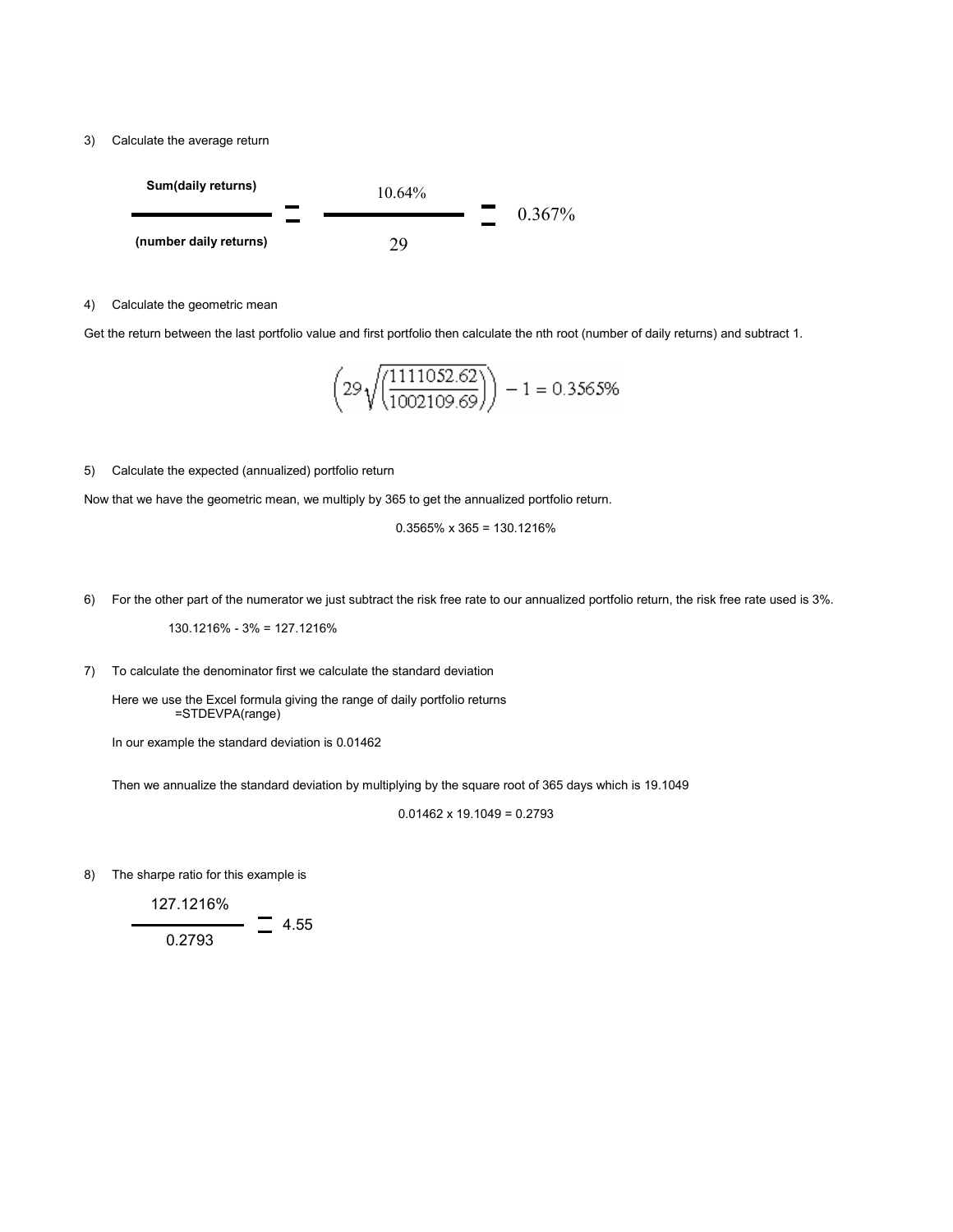3) Calculate the average return

$$\frac{\textbf{Sum(daily returns)}}{\textbf{(number daily returns)}} = \frac{10.64\%}{29} = 0.367\%$$

4) Calculate the geometric mean

Get the return between the last portfolio value and first portfolio then calculate the nth root (number of daily returns) and subtract 1.

$$\left(29\sqrt{\left(\frac{1111052.62}{1002109.69}\right)}\right) - 1 = 0.3565\%$$

5) Calculate the expected (annualized) portfolio return

Now that we have the geometric mean, we multiply by 365 to get the annualized portfolio return.

0.3565% x 365 = 130.1216%

6) For the other part of the numerator we just subtract the risk free rate to our annualized portfolio return, the risk free rate used is 3%.

130.1216% - 3% = 127.1216%

7) To calculate the denominator first we calculate the standard deviation

Here we use the Excel formula giving the range of daily portfolio returns

```
=STDEVPA(range)
```

In our example the standard deviation is 0.01462

Then we annualize the standard deviation by multiplying by the square root of 365 days which is 19.1049

0.01462 x 19.1049 = 0.2793

8) The sharpe ratio for this example is

$$\frac{127.1216\%}{0.2793} = 4.55$$